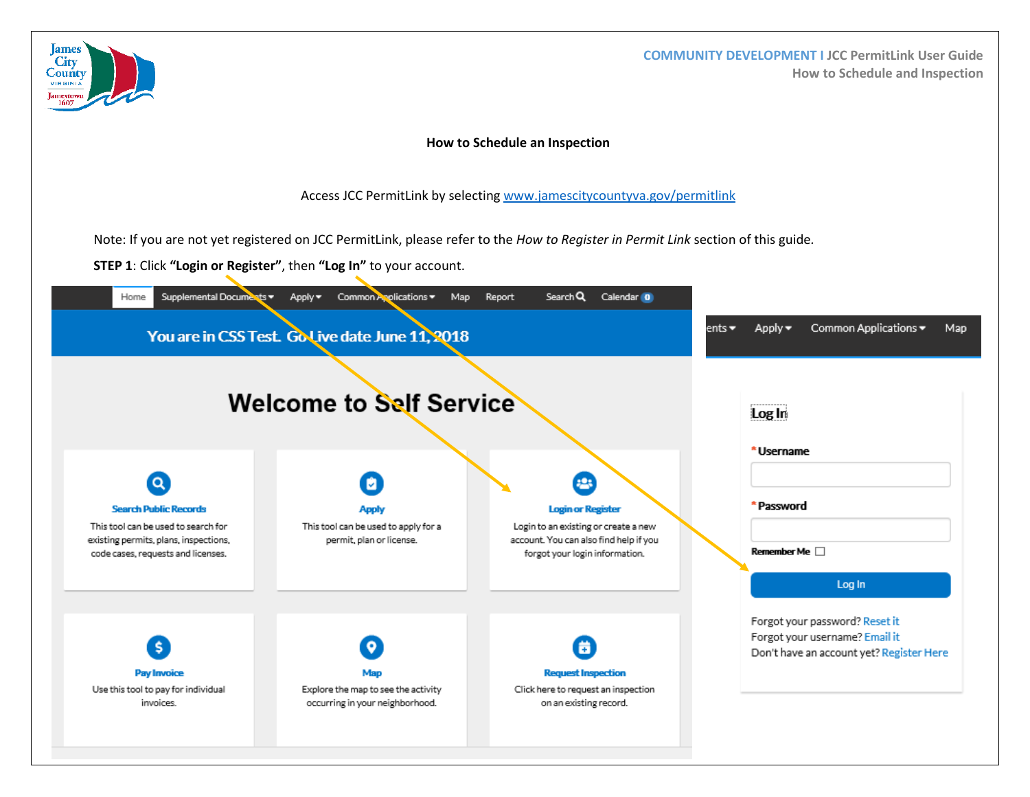# How to Schedule an Inspection

Access JCC PermitLink by selecting [www.jamescitycountyva.gov/permitlink](www.jamescitycountyva.gov/permitlink)

Note: If you are not yet registered on JCC PermitLink, please refer to the *How to Register in Permit Link* section of this guide.

**STEP 1**: Click **"Login or Register"**, then **"Log In"** to your account.

Home | Supplemental Documents | Apply | Common Applications | Map | Report | Search | Calendar 0

You are in CSS Test. Go Live date June 11, 2018

## Welcome to Self Service

**Search Public Records**
This tool can be used to search for existing permits, plans, inspections, code cases, requests and licenses.

**Apply**
This tool can be used to apply for a permit, plan or license.

**Login or Register**
Login to an existing or create a new account. You can also find help if you forgot your login information.

**Pay Invoice**
Use this tool to pay for individual invoices.

**Map**
Explore the map to see the activity occurring in your neighborhood.

**Request Inspection**
Click here to request an inspection on an existing record.

**Log In**

\* Username

\* Password

Remember Me ☐

Log In

Forgot your password? Reset it
Forgot your username? Email it
Don't have an account yet? Register Here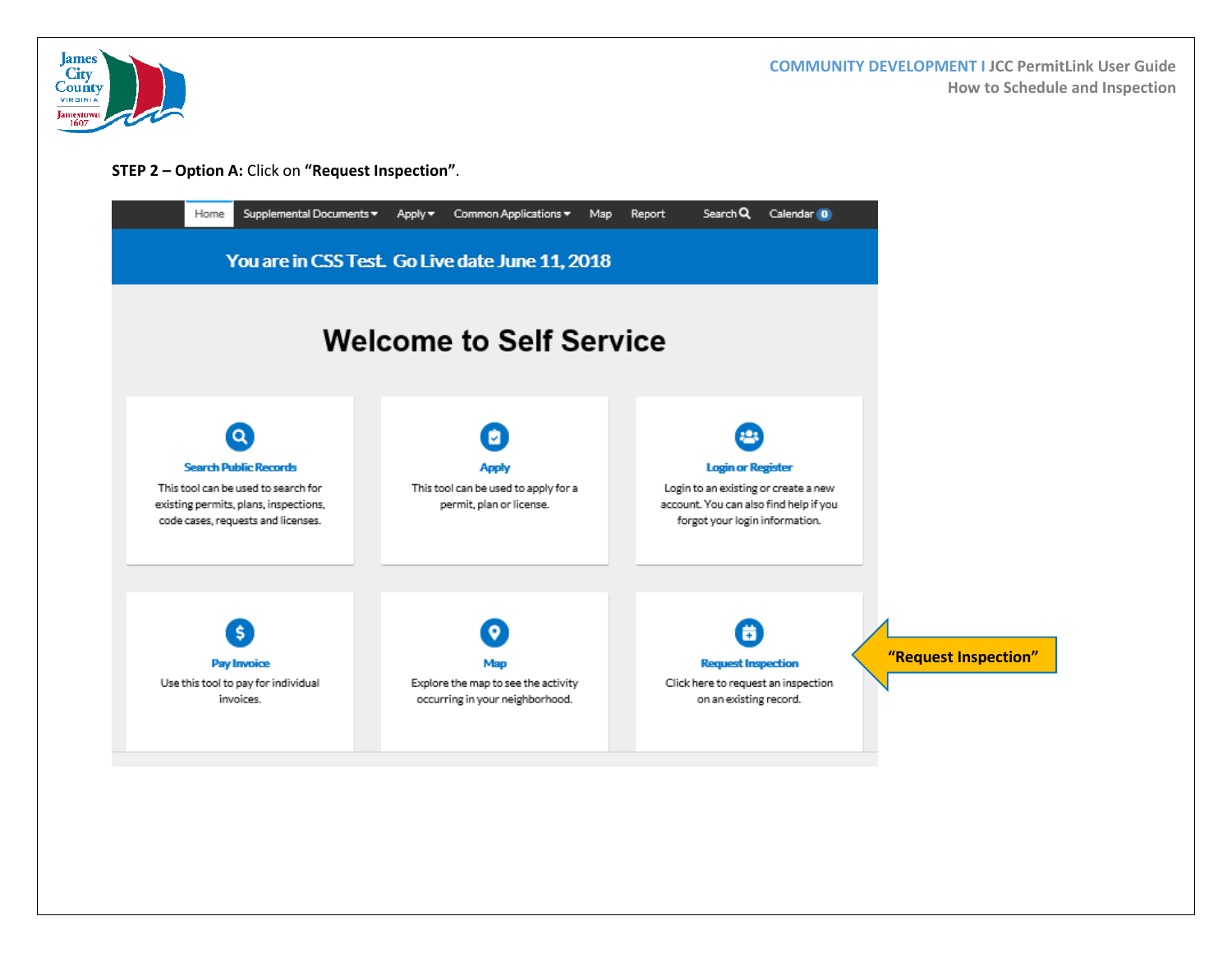**STEP 2 – Option A:** Click on **"Request Inspection"**.

Home | Supplemental Documents | Apply | Common Applications | Map | Report | Search | Calendar 0

You are in CSS Test. Go Live date June 11, 2018

# Welcome to Self Service

**Search Public Records**
This tool can be used to search for existing permits, plans, inspections, code cases, requests and licenses.

**Apply**
This tool can be used to apply for a permit, plan or license.

**Login or Register**
Login to an existing or create a new account. You can also find help if you forgot your login information.

**Pay Invoice**
Use this tool to pay for individual invoices.

**Map**
Explore the map to see the activity occurring in your neighborhood.

**Request Inspection**
Click here to request an inspection on an existing record.

"Request Inspection"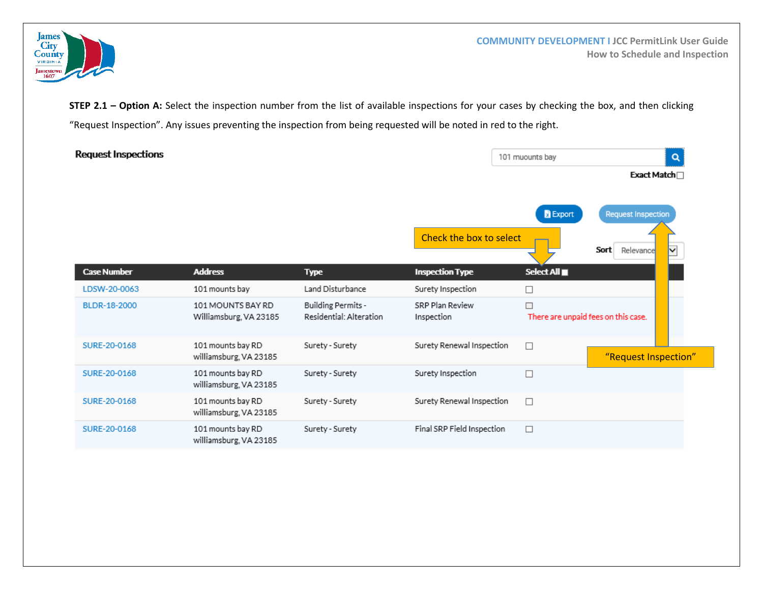**STEP 2.1 – Option A:** Select the inspection number from the list of available inspections for your cases by checking the box, and then clicking "Request Inspection". Any issues preventing the inspection from being requested will be noted in red to the right.

**Request Inspections**

101 muounts bay

Exact Match ☐

Export    Request Inspection

Check the box to select

Sort Relevance

| Case Number | Address | Type | Inspection Type | Select All ☐ |
|---|---|---|---|---|
| LDSW-20-0063 | 101 mounts bay | Land Disturbance | Surety Inspection | ☐ |
| BLDR-18-2000 | 101 MOUNTS BAY RD Williamsburg, VA 23185 | Building Permits - Residential: Alteration | SRP Plan Review Inspection | ☐ There are unpaid fees on this case. |
| SURE-20-0168 | 101 mounts bay RD williamsburg, VA 23185 | Surety - Surety | Surety Renewal Inspection | ☐ |
| SURE-20-0168 | 101 mounts bay RD williamsburg, VA 23185 | Surety - Surety | Surety Inspection | ☐ |
| SURE-20-0168 | 101 mounts bay RD williamsburg, VA 23185 | Surety - Surety | Surety Renewal Inspection | ☐ |
| SURE-20-0168 | 101 mounts bay RD williamsburg, VA 23185 | Surety - Surety | Final SRP Field Inspection | ☐ |

"Request Inspection"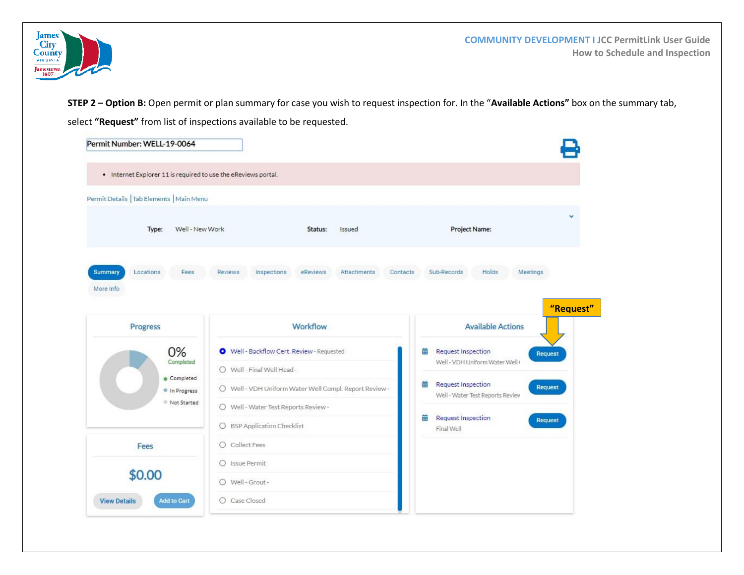**STEP 2 – Option B:** Open permit or plan summary for case you wish to request inspection for. In the "**Available Actions**" box on the summary tab, select **"Request"** from list of inspections available to be requested.

Permit Number: WELL-19-0064

- Internet Explorer 11 is required to use the eReviews portal.

Permit Details | Tab Elements | Main Menu

**Type:** Well - New Work **Status:** Issued **Project Name:**

Summary | Locations | Fees | Reviews | Inspections | eReviews | Attachments | Contacts | Sub-Records | Holds | Meetings | More Info

**"Request"**

**Progress**

0% Completed

- Completed
- In Progress
- Not Started

**Fees**

$0.00

View Details | Add to Cart

**Workflow**

- Well - Backflow Cert. Review - Requested
- Well - Final Well Head -
- Well - VDH Uniform Water Well Compl. Report Review -
- Well - Water Test Reports Review -
- BSP Application Checklist
- Collect Fees
- Issue Permit
- Well - Grout -
- Case Closed

**Available Actions**

- Request Inspection — Well - VDH Uniform Water Well — Request
- Request Inspection — Well - Water Test Reports Review — Request
- Request Inspection — Final Well — Request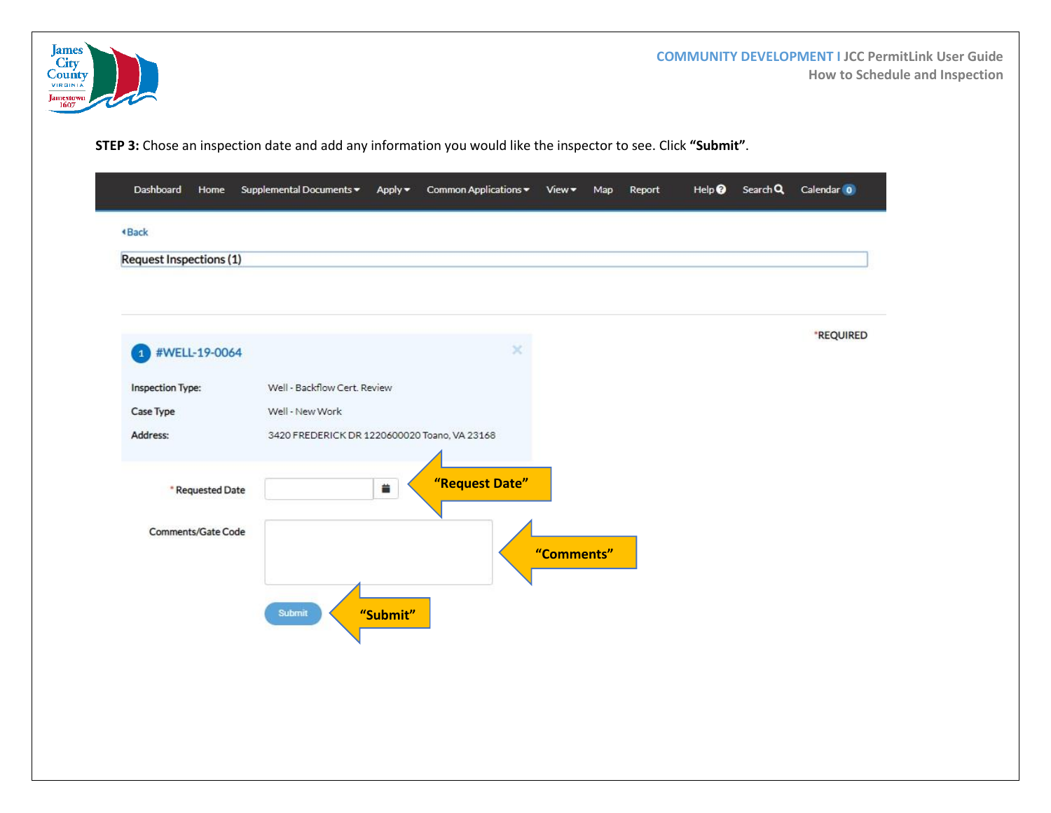**STEP 3:** Chose an inspection date and add any information you would like the inspector to see. Click **"Submit"**.

Dashboard Home Supplemental Documents Apply Common Applications View Map Report Help Search Calendar 0

Back

Request Inspections (1)

*REQUIRED

1 #WELL-19-0064

Inspection Type: Well - Backflow Cert. Review

Case Type Well - New Work

Address: 3420 FREDERICK DR 1220600020 Toano, VA 23168

* Requested Date

"Request Date"

Comments/Gate Code

"Comments"

Submit

"Submit"